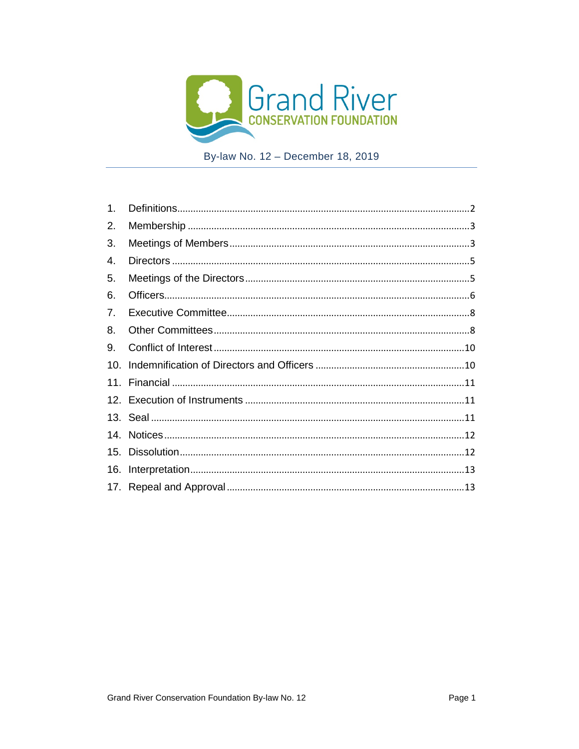# Grand River Conservation Foundation

By-law No. 12 – December 18, 2019

1. Definitions .......... 2
2. Membership .......... 3
3. Meetings of Members .......... 3
4. Directors .......... 5
5. Meetings of the Directors .......... 5
6. Officers .......... 6
7. Executive Committee .......... 8
8. Other Committees .......... 8
9. Conflict of Interest .......... 10
10. Indemnification of Directors and Officers .......... 10
11. Financial .......... 11
12. Execution of Instruments .......... 11
13. Seal .......... 11
14. Notices .......... 12
15. Dissolution .......... 12
16. Interpretation .......... 13
17. Repeal and Approval .......... 13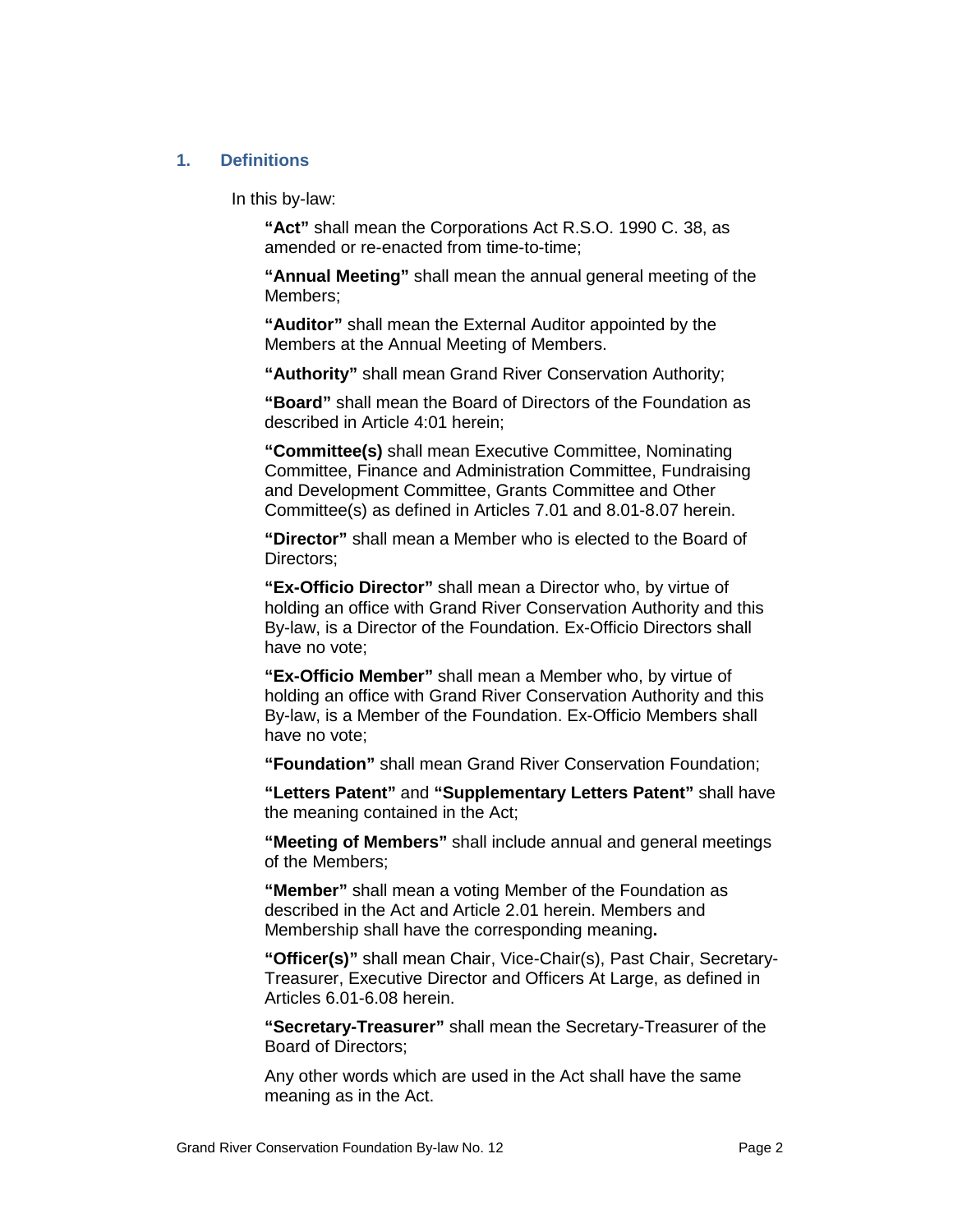## 1. Definitions

In this by-law:

**"Act"** shall mean the Corporations Act R.S.O. 1990 C. 38, as amended or re-enacted from time-to-time;

**"Annual Meeting"** shall mean the annual general meeting of the Members;

**"Auditor"** shall mean the External Auditor appointed by the Members at the Annual Meeting of Members.

**"Authority"** shall mean Grand River Conservation Authority;

**"Board"** shall mean the Board of Directors of the Foundation as described in Article 4:01 herein;

**"Committee(s)** shall mean Executive Committee, Nominating Committee, Finance and Administration Committee, Fundraising and Development Committee, Grants Committee and Other Committee(s) as defined in Articles 7.01 and 8.01-8.07 herein.

**"Director"** shall mean a Member who is elected to the Board of Directors;

**"Ex-Officio Director"** shall mean a Director who, by virtue of holding an office with Grand River Conservation Authority and this By-law, is a Director of the Foundation. Ex-Officio Directors shall have no vote;

**"Ex-Officio Member"** shall mean a Member who, by virtue of holding an office with Grand River Conservation Authority and this By-law, is a Member of the Foundation. Ex-Officio Members shall have no vote;

**"Foundation"** shall mean Grand River Conservation Foundation;

**"Letters Patent"** and **"Supplementary Letters Patent"** shall have the meaning contained in the Act;

**"Meeting of Members"** shall include annual and general meetings of the Members;

**"Member"** shall mean a voting Member of the Foundation as described in the Act and Article 2.01 herein. Members and Membership shall have the corresponding meaning**.**

**"Officer(s)"** shall mean Chair, Vice-Chair(s), Past Chair, Secretary-Treasurer, Executive Director and Officers At Large, as defined in Articles 6.01-6.08 herein.

**"Secretary-Treasurer"** shall mean the Secretary-Treasurer of the Board of Directors;

Any other words which are used in the Act shall have the same meaning as in the Act.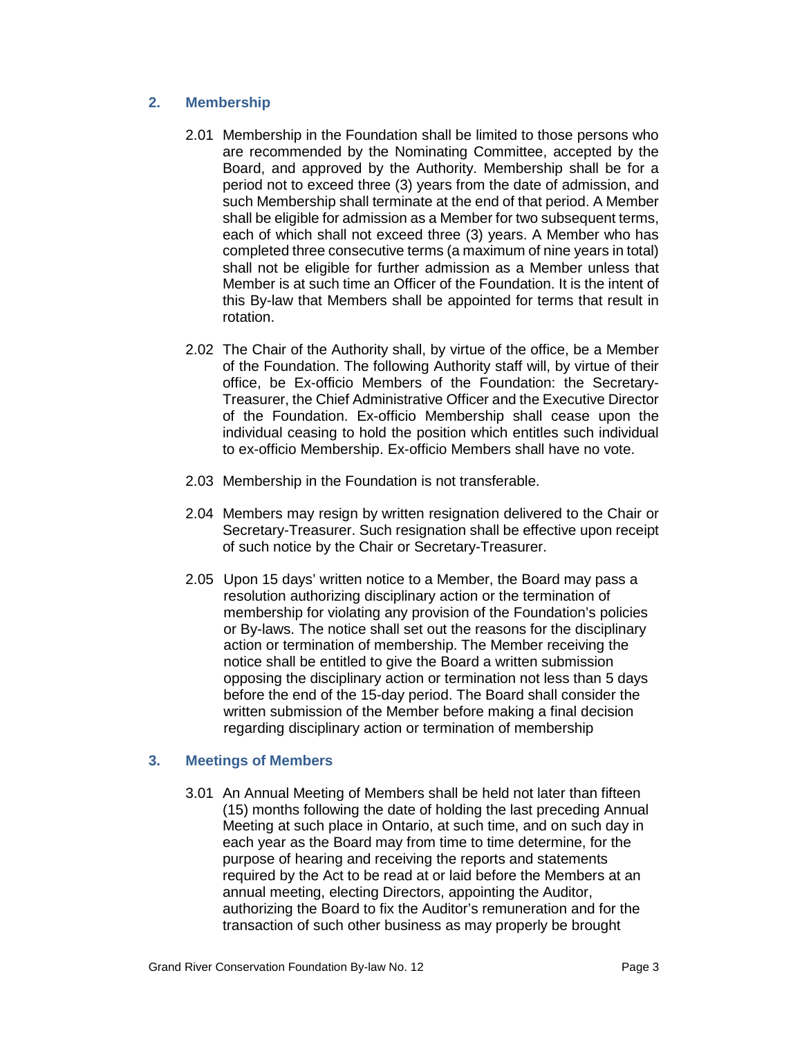## 2. Membership

2.01 Membership in the Foundation shall be limited to those persons who are recommended by the Nominating Committee, accepted by the Board, and approved by the Authority. Membership shall be for a period not to exceed three (3) years from the date of admission, and such Membership shall terminate at the end of that period. A Member shall be eligible for admission as a Member for two subsequent terms, each of which shall not exceed three (3) years. A Member who has completed three consecutive terms (a maximum of nine years in total) shall not be eligible for further admission as a Member unless that Member is at such time an Officer of the Foundation. It is the intent of this By-law that Members shall be appointed for terms that result in rotation.

2.02 The Chair of the Authority shall, by virtue of the office, be a Member of the Foundation. The following Authority staff will, by virtue of their office, be Ex-officio Members of the Foundation: the Secretary-Treasurer, the Chief Administrative Officer and the Executive Director of the Foundation. Ex-officio Membership shall cease upon the individual ceasing to hold the position which entitles such individual to ex-officio Membership. Ex-officio Members shall have no vote.

2.03 Membership in the Foundation is not transferable.

2.04 Members may resign by written resignation delivered to the Chair or Secretary-Treasurer. Such resignation shall be effective upon receipt of such notice by the Chair or Secretary-Treasurer.

2.05 Upon 15 days' written notice to a Member, the Board may pass a resolution authorizing disciplinary action or the termination of membership for violating any provision of the Foundation's policies or By-laws. The notice shall set out the reasons for the disciplinary action or termination of membership. The Member receiving the notice shall be entitled to give the Board a written submission opposing the disciplinary action or termination not less than 5 days before the end of the 15-day period. The Board shall consider the written submission of the Member before making a final decision regarding disciplinary action or termination of membership

## 3. Meetings of Members

3.01 An Annual Meeting of Members shall be held not later than fifteen (15) months following the date of holding the last preceding Annual Meeting at such place in Ontario, at such time, and on such day in each year as the Board may from time to time determine, for the purpose of hearing and receiving the reports and statements required by the Act to be read at or laid before the Members at an annual meeting, electing Directors, appointing the Auditor, authorizing the Board to fix the Auditor's remuneration and for the transaction of such other business as may properly be brought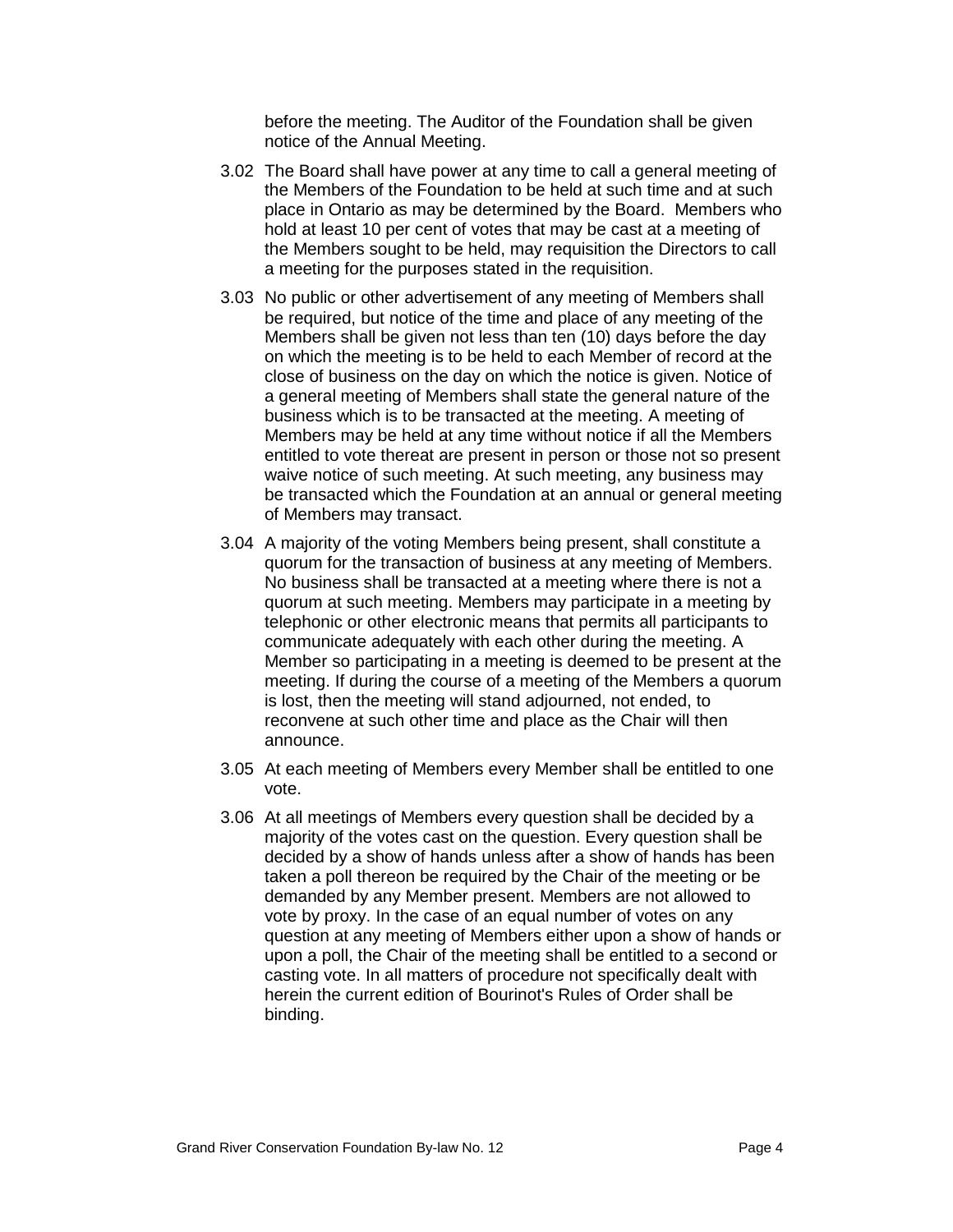before the meeting. The Auditor of the Foundation shall be given notice of the Annual Meeting.

3.02 The Board shall have power at any time to call a general meeting of the Members of the Foundation to be held at such time and at such place in Ontario as may be determined by the Board. Members who hold at least 10 per cent of votes that may be cast at a meeting of the Members sought to be held, may requisition the Directors to call a meeting for the purposes stated in the requisition.

3.03 No public or other advertisement of any meeting of Members shall be required, but notice of the time and place of any meeting of the Members shall be given not less than ten (10) days before the day on which the meeting is to be held to each Member of record at the close of business on the day on which the notice is given. Notice of a general meeting of Members shall state the general nature of the business which is to be transacted at the meeting. A meeting of Members may be held at any time without notice if all the Members entitled to vote thereat are present in person or those not so present waive notice of such meeting. At such meeting, any business may be transacted which the Foundation at an annual or general meeting of Members may transact.

3.04 A majority of the voting Members being present, shall constitute a quorum for the transaction of business at any meeting of Members. No business shall be transacted at a meeting where there is not a quorum at such meeting. Members may participate in a meeting by telephonic or other electronic means that permits all participants to communicate adequately with each other during the meeting. A Member so participating in a meeting is deemed to be present at the meeting. If during the course of a meeting of the Members a quorum is lost, then the meeting will stand adjourned, not ended, to reconvene at such other time and place as the Chair will then announce.

3.05 At each meeting of Members every Member shall be entitled to one vote.

3.06 At all meetings of Members every question shall be decided by a majority of the votes cast on the question. Every question shall be decided by a show of hands unless after a show of hands has been taken a poll thereon be required by the Chair of the meeting or be demanded by any Member present. Members are not allowed to vote by proxy. In the case of an equal number of votes on any question at any meeting of Members either upon a show of hands or upon a poll, the Chair of the meeting shall be entitled to a second or casting vote. In all matters of procedure not specifically dealt with herein the current edition of Bourinot's Rules of Order shall be binding.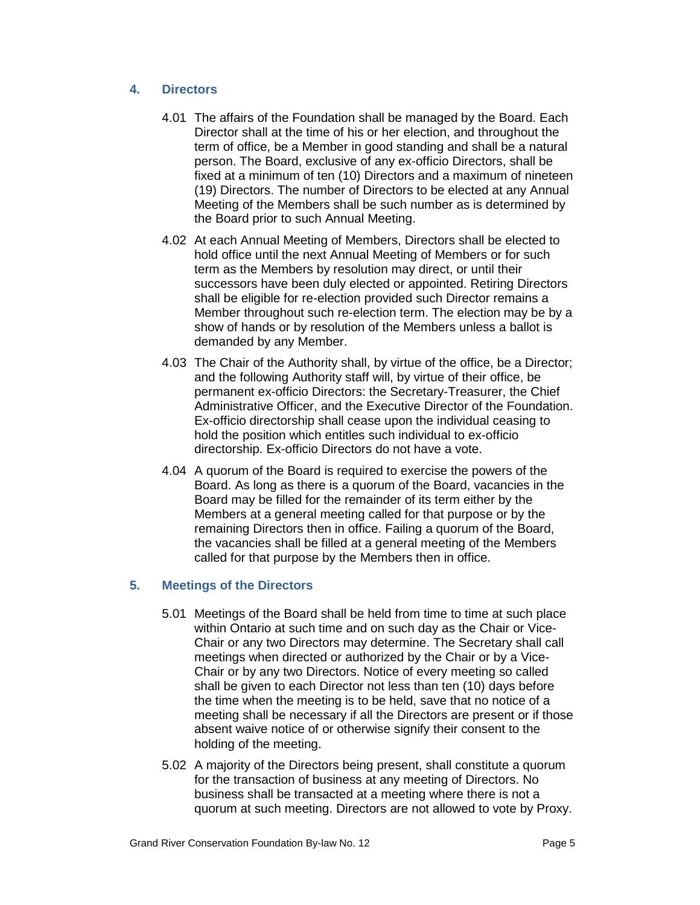## 4. Directors

4.01 The affairs of the Foundation shall be managed by the Board. Each Director shall at the time of his or her election, and throughout the term of office, be a Member in good standing and shall be a natural person. The Board, exclusive of any ex-officio Directors, shall be fixed at a minimum of ten (10) Directors and a maximum of nineteen (19) Directors. The number of Directors to be elected at any Annual Meeting of the Members shall be such number as is determined by the Board prior to such Annual Meeting.

4.02 At each Annual Meeting of Members, Directors shall be elected to hold office until the next Annual Meeting of Members or for such term as the Members by resolution may direct, or until their successors have been duly elected or appointed. Retiring Directors shall be eligible for re-election provided such Director remains a Member throughout such re-election term. The election may be by a show of hands or by resolution of the Members unless a ballot is demanded by any Member.

4.03 The Chair of the Authority shall, by virtue of the office, be a Director; and the following Authority staff will, by virtue of their office, be permanent ex-officio Directors: the Secretary-Treasurer, the Chief Administrative Officer, and the Executive Director of the Foundation. Ex-officio directorship shall cease upon the individual ceasing to hold the position which entitles such individual to ex-officio directorship. Ex-officio Directors do not have a vote.

4.04 A quorum of the Board is required to exercise the powers of the Board. As long as there is a quorum of the Board, vacancies in the Board may be filled for the remainder of its term either by the Members at a general meeting called for that purpose or by the remaining Directors then in office. Failing a quorum of the Board, the vacancies shall be filled at a general meeting of the Members called for that purpose by the Members then in office.

## 5. Meetings of the Directors

5.01 Meetings of the Board shall be held from time to time at such place within Ontario at such time and on such day as the Chair or Vice-Chair or any two Directors may determine. The Secretary shall call meetings when directed or authorized by the Chair or by a Vice-Chair or by any two Directors. Notice of every meeting so called shall be given to each Director not less than ten (10) days before the time when the meeting is to be held, save that no notice of a meeting shall be necessary if all the Directors are present or if those absent waive notice of or otherwise signify their consent to the holding of the meeting.

5.02 A majority of the Directors being present, shall constitute a quorum for the transaction of business at any meeting of Directors. No business shall be transacted at a meeting where there is not a quorum at such meeting. Directors are not allowed to vote by Proxy.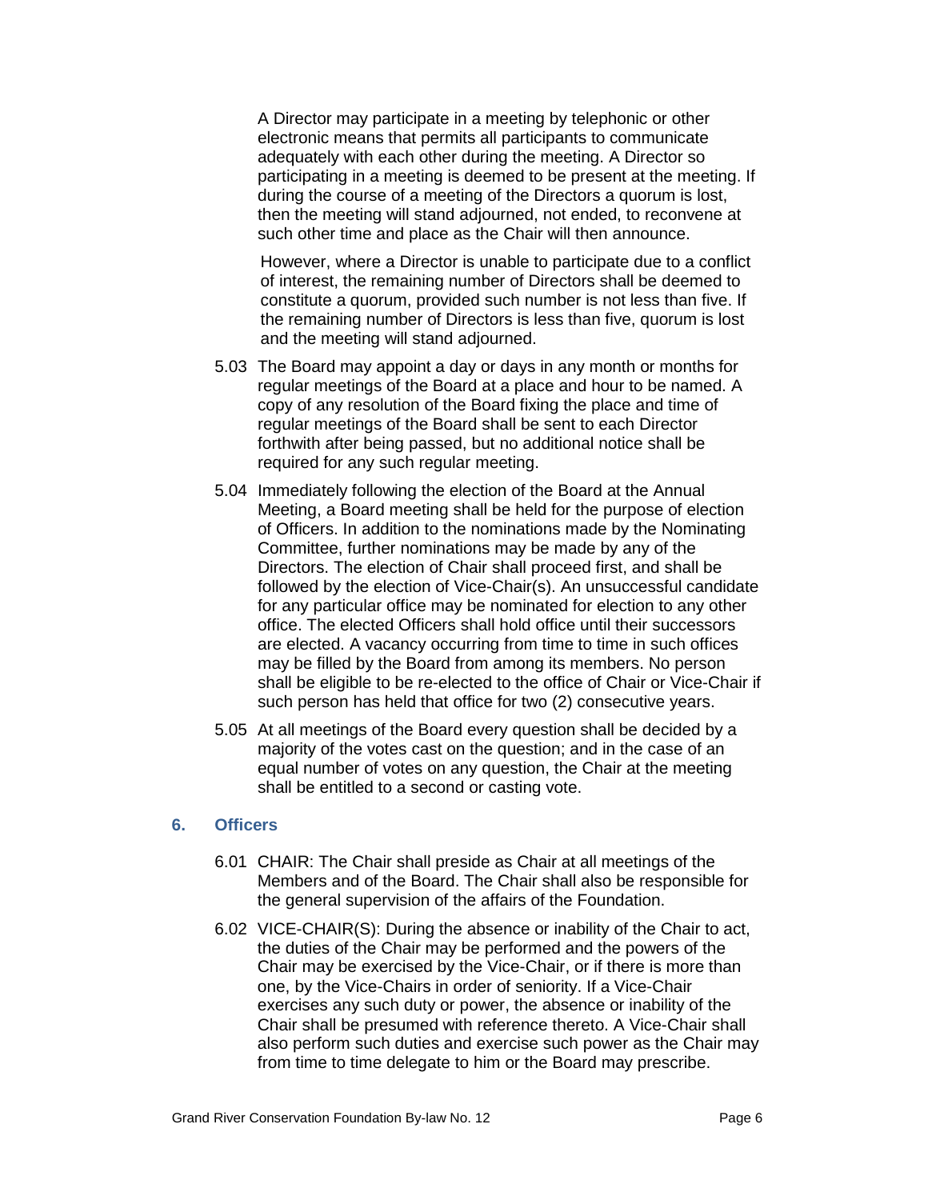A Director may participate in a meeting by telephonic or other electronic means that permits all participants to communicate adequately with each other during the meeting. A Director so participating in a meeting is deemed to be present at the meeting. If during the course of a meeting of the Directors a quorum is lost, then the meeting will stand adjourned, not ended, to reconvene at such other time and place as the Chair will then announce.

However, where a Director is unable to participate due to a conflict of interest, the remaining number of Directors shall be deemed to constitute a quorum, provided such number is not less than five. If the remaining number of Directors is less than five, quorum is lost and the meeting will stand adjourned.

5.03 The Board may appoint a day or days in any month or months for regular meetings of the Board at a place and hour to be named. A copy of any resolution of the Board fixing the place and time of regular meetings of the Board shall be sent to each Director forthwith after being passed, but no additional notice shall be required for any such regular meeting.

5.04 Immediately following the election of the Board at the Annual Meeting, a Board meeting shall be held for the purpose of election of Officers. In addition to the nominations made by the Nominating Committee, further nominations may be made by any of the Directors. The election of Chair shall proceed first, and shall be followed by the election of Vice-Chair(s). An unsuccessful candidate for any particular office may be nominated for election to any other office. The elected Officers shall hold office until their successors are elected. A vacancy occurring from time to time in such offices may be filled by the Board from among its members. No person shall be eligible to be re-elected to the office of Chair or Vice-Chair if such person has held that office for two (2) consecutive years.

5.05 At all meetings of the Board every question shall be decided by a majority of the votes cast on the question; and in the case of an equal number of votes on any question, the Chair at the meeting shall be entitled to a second or casting vote.

## 6. Officers

6.01 CHAIR: The Chair shall preside as Chair at all meetings of the Members and of the Board. The Chair shall also be responsible for the general supervision of the affairs of the Foundation.

6.02 VICE-CHAIR(S): During the absence or inability of the Chair to act, the duties of the Chair may be performed and the powers of the Chair may be exercised by the Vice-Chair, or if there is more than one, by the Vice-Chairs in order of seniority. If a Vice-Chair exercises any such duty or power, the absence or inability of the Chair shall be presumed with reference thereto. A Vice-Chair shall also perform such duties and exercise such power as the Chair may from time to time delegate to him or the Board may prescribe.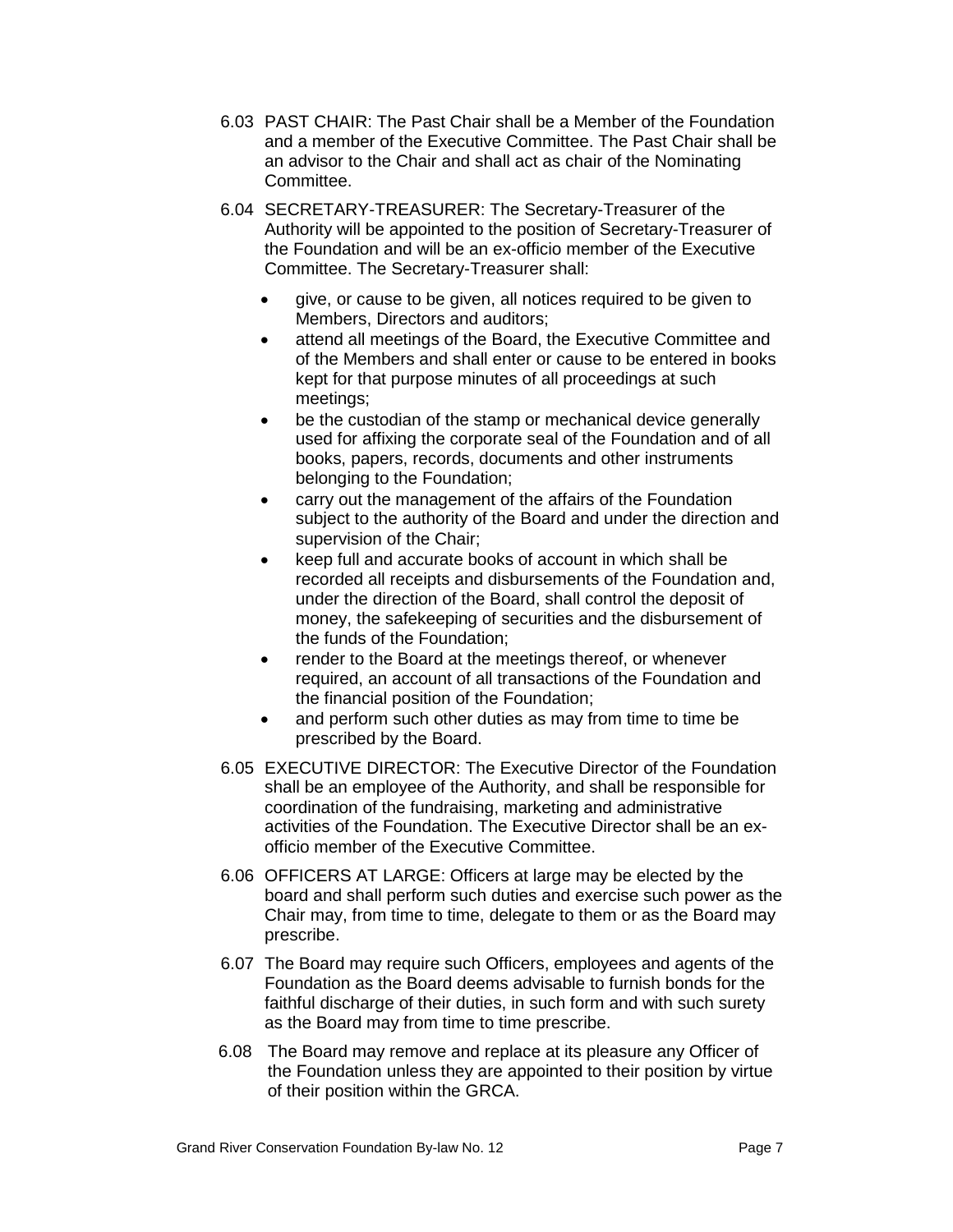6.03 PAST CHAIR: The Past Chair shall be a Member of the Foundation and a member of the Executive Committee. The Past Chair shall be an advisor to the Chair and shall act as chair of the Nominating Committee.

6.04 SECRETARY-TREASURER: The Secretary-Treasurer of the Authority will be appointed to the position of Secretary-Treasurer of the Foundation and will be an ex-officio member of the Executive Committee. The Secretary-Treasurer shall:

- give, or cause to be given, all notices required to be given to Members, Directors and auditors;
- attend all meetings of the Board, the Executive Committee and of the Members and shall enter or cause to be entered in books kept for that purpose minutes of all proceedings at such meetings;
- be the custodian of the stamp or mechanical device generally used for affixing the corporate seal of the Foundation and of all books, papers, records, documents and other instruments belonging to the Foundation;
- carry out the management of the affairs of the Foundation subject to the authority of the Board and under the direction and supervision of the Chair;
- keep full and accurate books of account in which shall be recorded all receipts and disbursements of the Foundation and, under the direction of the Board, shall control the deposit of money, the safekeeping of securities and the disbursement of the funds of the Foundation;
- render to the Board at the meetings thereof, or whenever required, an account of all transactions of the Foundation and the financial position of the Foundation;
- and perform such other duties as may from time to time be prescribed by the Board.

6.05 EXECUTIVE DIRECTOR: The Executive Director of the Foundation shall be an employee of the Authority, and shall be responsible for coordination of the fundraising, marketing and administrative activities of the Foundation. The Executive Director shall be an ex-officio member of the Executive Committee.

6.06 OFFICERS AT LARGE: Officers at large may be elected by the board and shall perform such duties and exercise such power as the Chair may, from time to time, delegate to them or as the Board may prescribe.

6.07 The Board may require such Officers, employees and agents of the Foundation as the Board deems advisable to furnish bonds for the faithful discharge of their duties, in such form and with such surety as the Board may from time to time prescribe.

6.08 The Board may remove and replace at its pleasure any Officer of the Foundation unless they are appointed to their position by virtue of their position within the GRCA.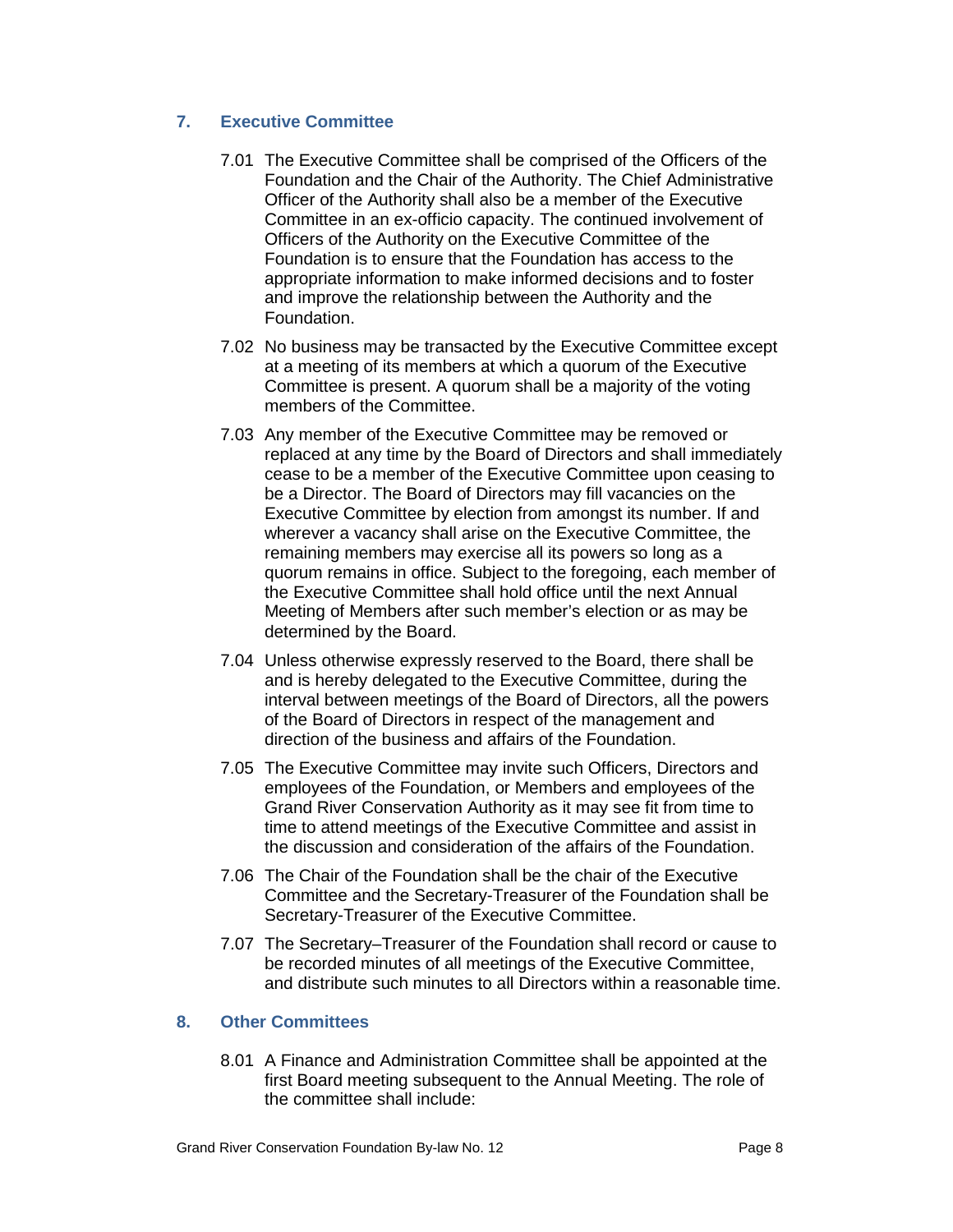## 7. Executive Committee

7.01 The Executive Committee shall be comprised of the Officers of the Foundation and the Chair of the Authority. The Chief Administrative Officer of the Authority shall also be a member of the Executive Committee in an ex-officio capacity. The continued involvement of Officers of the Authority on the Executive Committee of the Foundation is to ensure that the Foundation has access to the appropriate information to make informed decisions and to foster and improve the relationship between the Authority and the Foundation.

7.02 No business may be transacted by the Executive Committee except at a meeting of its members at which a quorum of the Executive Committee is present. A quorum shall be a majority of the voting members of the Committee.

7.03 Any member of the Executive Committee may be removed or replaced at any time by the Board of Directors and shall immediately cease to be a member of the Executive Committee upon ceasing to be a Director. The Board of Directors may fill vacancies on the Executive Committee by election from amongst its number. If and wherever a vacancy shall arise on the Executive Committee, the remaining members may exercise all its powers so long as a quorum remains in office. Subject to the foregoing, each member of the Executive Committee shall hold office until the next Annual Meeting of Members after such member's election or as may be determined by the Board.

7.04 Unless otherwise expressly reserved to the Board, there shall be and is hereby delegated to the Executive Committee, during the interval between meetings of the Board of Directors, all the powers of the Board of Directors in respect of the management and direction of the business and affairs of the Foundation.

7.05 The Executive Committee may invite such Officers, Directors and employees of the Foundation, or Members and employees of the Grand River Conservation Authority as it may see fit from time to time to attend meetings of the Executive Committee and assist in the discussion and consideration of the affairs of the Foundation.

7.06 The Chair of the Foundation shall be the chair of the Executive Committee and the Secretary-Treasurer of the Foundation shall be Secretary-Treasurer of the Executive Committee.

7.07 The Secretary–Treasurer of the Foundation shall record or cause to be recorded minutes of all meetings of the Executive Committee, and distribute such minutes to all Directors within a reasonable time.

## 8. Other Committees

8.01 A Finance and Administration Committee shall be appointed at the first Board meeting subsequent to the Annual Meeting. The role of the committee shall include: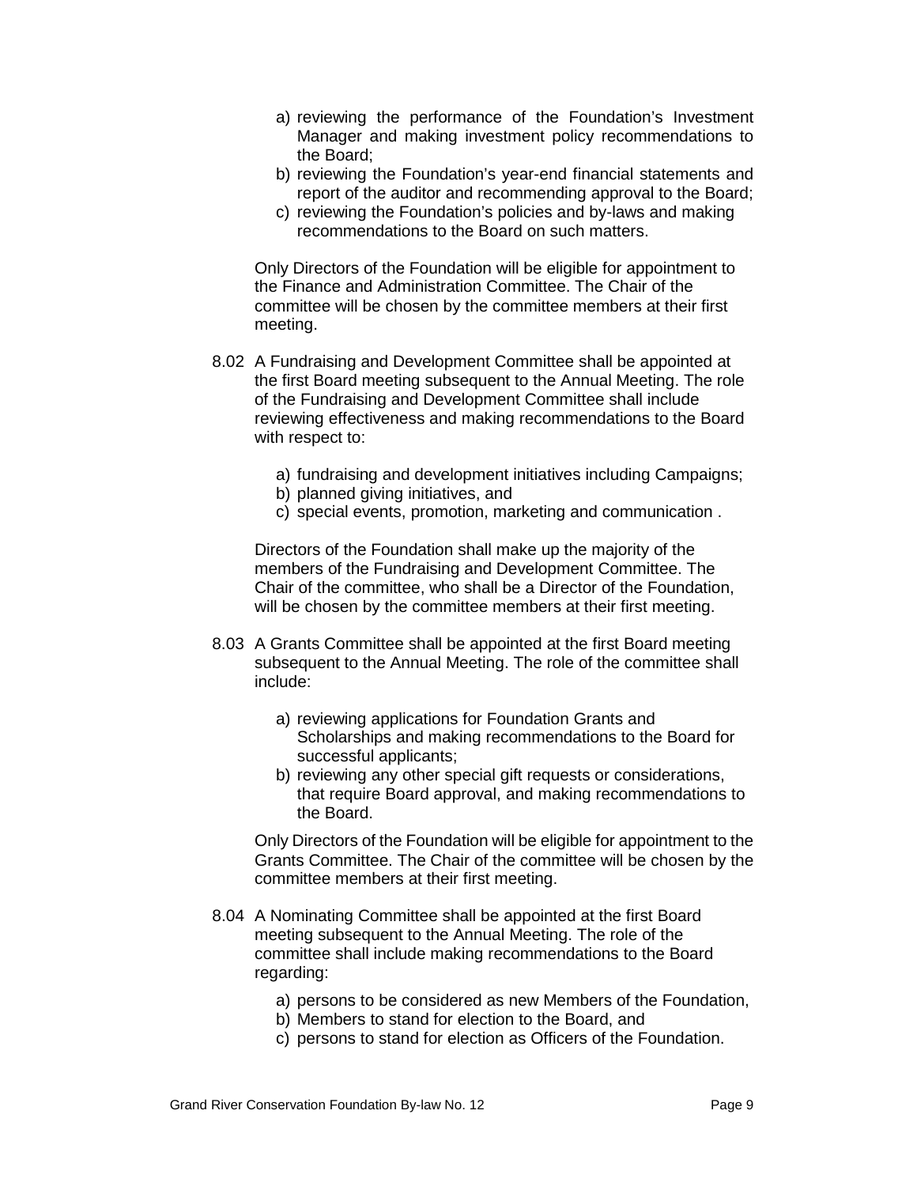a) reviewing the performance of the Foundation's Investment Manager and making investment policy recommendations to the Board;
b) reviewing the Foundation's year-end financial statements and report of the auditor and recommending approval to the Board;
c) reviewing the Foundation's policies and by-laws and making recommendations to the Board on such matters.

Only Directors of the Foundation will be eligible for appointment to the Finance and Administration Committee. The Chair of the committee will be chosen by the committee members at their first meeting.

8.02 A Fundraising and Development Committee shall be appointed at the first Board meeting subsequent to the Annual Meeting. The role of the Fundraising and Development Committee shall include reviewing effectiveness and making recommendations to the Board with respect to:

a) fundraising and development initiatives including Campaigns;
b) planned giving initiatives, and
c) special events, promotion, marketing and communication .

Directors of the Foundation shall make up the majority of the members of the Fundraising and Development Committee. The Chair of the committee, who shall be a Director of the Foundation, will be chosen by the committee members at their first meeting.

8.03 A Grants Committee shall be appointed at the first Board meeting subsequent to the Annual Meeting. The role of the committee shall include:

a) reviewing applications for Foundation Grants and Scholarships and making recommendations to the Board for successful applicants;
b) reviewing any other special gift requests or considerations, that require Board approval, and making recommendations to the Board.

Only Directors of the Foundation will be eligible for appointment to the Grants Committee. The Chair of the committee will be chosen by the committee members at their first meeting.

8.04 A Nominating Committee shall be appointed at the first Board meeting subsequent to the Annual Meeting. The role of the committee shall include making recommendations to the Board regarding:

a) persons to be considered as new Members of the Foundation,
b) Members to stand for election to the Board, and
c) persons to stand for election as Officers of the Foundation.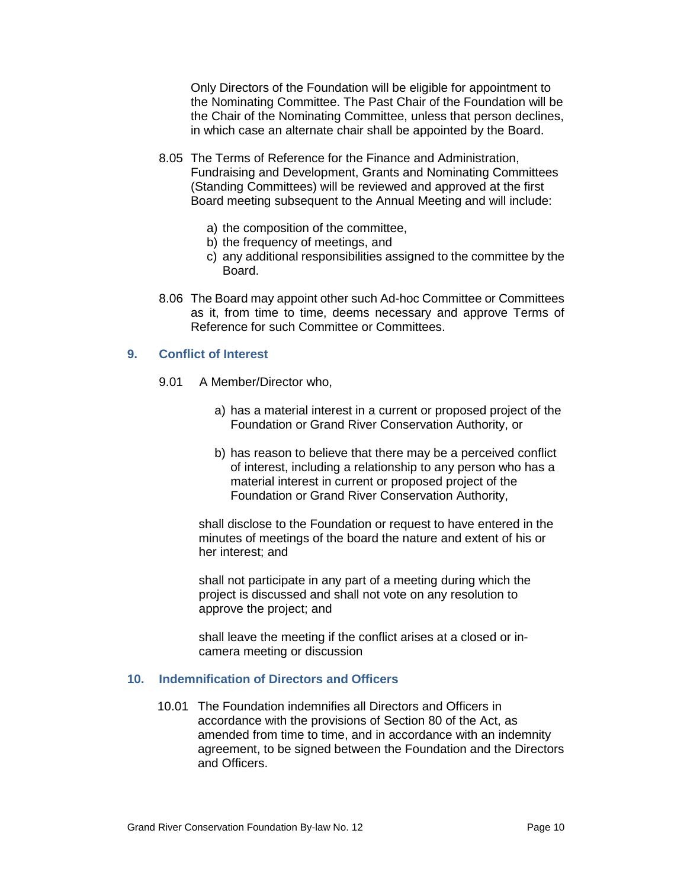Only Directors of the Foundation will be eligible for appointment to the Nominating Committee. The Past Chair of the Foundation will be the Chair of the Nominating Committee, unless that person declines, in which case an alternate chair shall be appointed by the Board.

8.05 The Terms of Reference for the Finance and Administration, Fundraising and Development, Grants and Nominating Committees (Standing Committees) will be reviewed and approved at the first Board meeting subsequent to the Annual Meeting and will include:

a) the composition of the committee,
b) the frequency of meetings, and
c) any additional responsibilities assigned to the committee by the Board.

8.06 The Board may appoint other such Ad-hoc Committee or Committees as it, from time to time, deems necessary and approve Terms of Reference for such Committee or Committees.

## 9. Conflict of Interest

9.01 A Member/Director who,

a) has a material interest in a current or proposed project of the Foundation or Grand River Conservation Authority, or

b) has reason to believe that there may be a perceived conflict of interest, including a relationship to any person who has a material interest in current or proposed project of the Foundation or Grand River Conservation Authority,

shall disclose to the Foundation or request to have entered in the minutes of meetings of the board the nature and extent of his or her interest; and

shall not participate in any part of a meeting during which the project is discussed and shall not vote on any resolution to approve the project; and

shall leave the meeting if the conflict arises at a closed or in-camera meeting or discussion

## 10. Indemnification of Directors and Officers

10.01 The Foundation indemnifies all Directors and Officers in accordance with the provisions of Section 80 of the Act, as amended from time to time, and in accordance with an indemnity agreement, to be signed between the Foundation and the Directors and Officers.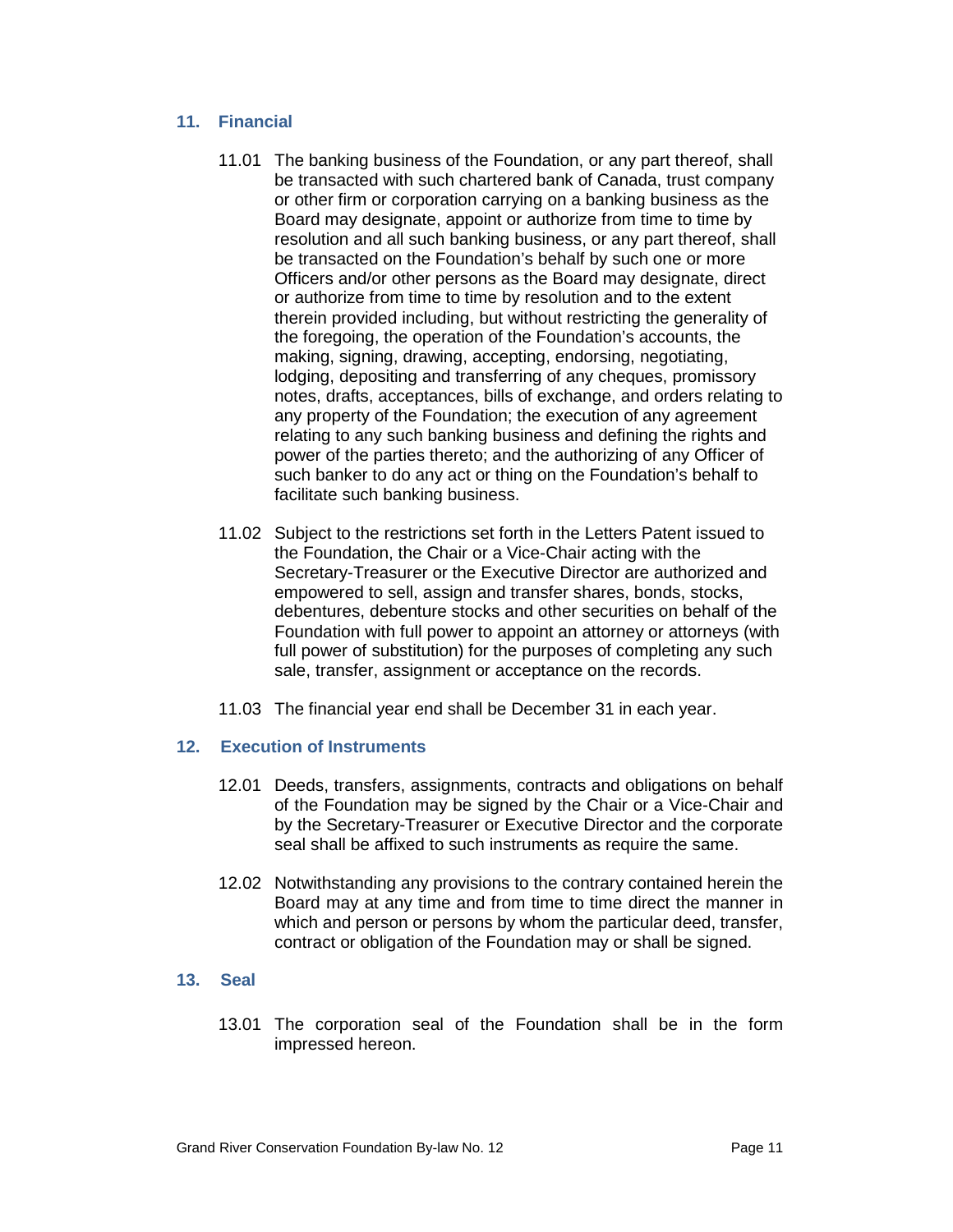## 11. Financial

11.01 The banking business of the Foundation, or any part thereof, shall be transacted with such chartered bank of Canada, trust company or other firm or corporation carrying on a banking business as the Board may designate, appoint or authorize from time to time by resolution and all such banking business, or any part thereof, shall be transacted on the Foundation's behalf by such one or more Officers and/or other persons as the Board may designate, direct or authorize from time to time by resolution and to the extent therein provided including, but without restricting the generality of the foregoing, the operation of the Foundation's accounts, the making, signing, drawing, accepting, endorsing, negotiating, lodging, depositing and transferring of any cheques, promissory notes, drafts, acceptances, bills of exchange, and orders relating to any property of the Foundation; the execution of any agreement relating to any such banking business and defining the rights and power of the parties thereto; and the authorizing of any Officer of such banker to do any act or thing on the Foundation's behalf to facilitate such banking business.

11.02 Subject to the restrictions set forth in the Letters Patent issued to the Foundation, the Chair or a Vice-Chair acting with the Secretary-Treasurer or the Executive Director are authorized and empowered to sell, assign and transfer shares, bonds, stocks, debentures, debenture stocks and other securities on behalf of the Foundation with full power to appoint an attorney or attorneys (with full power of substitution) for the purposes of completing any such sale, transfer, assignment or acceptance on the records.

11.03 The financial year end shall be December 31 in each year.

## 12. Execution of Instruments

12.01 Deeds, transfers, assignments, contracts and obligations on behalf of the Foundation may be signed by the Chair or a Vice-Chair and by the Secretary-Treasurer or Executive Director and the corporate seal shall be affixed to such instruments as require the same.

12.02 Notwithstanding any provisions to the contrary contained herein the Board may at any time and from time to time direct the manner in which and person or persons by whom the particular deed, transfer, contract or obligation of the Foundation may or shall be signed.

## 13. Seal

13.01 The corporation seal of the Foundation shall be in the form impressed hereon.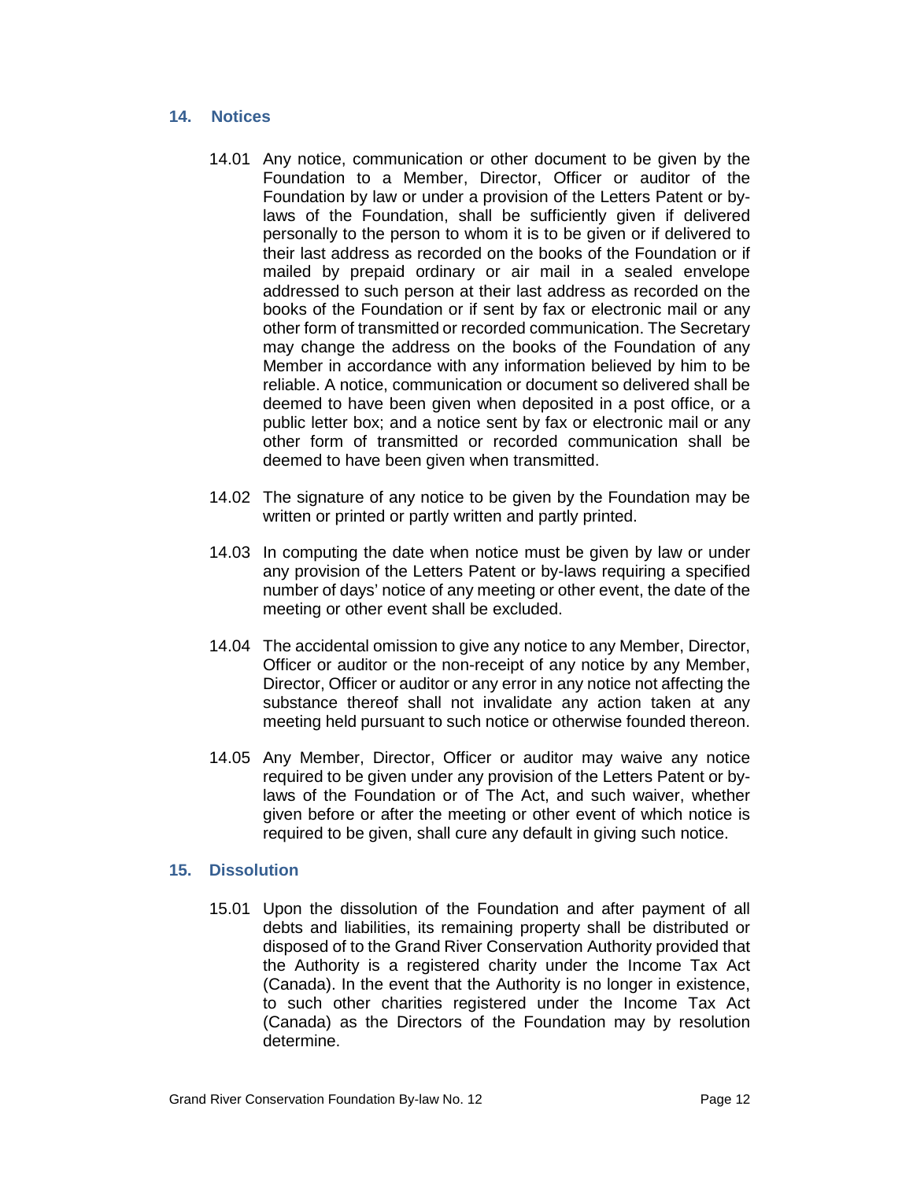## 14. Notices

14.01 Any notice, communication or other document to be given by the Foundation to a Member, Director, Officer or auditor of the Foundation by law or under a provision of the Letters Patent or by-laws of the Foundation, shall be sufficiently given if delivered personally to the person to whom it is to be given or if delivered to their last address as recorded on the books of the Foundation or if mailed by prepaid ordinary or air mail in a sealed envelope addressed to such person at their last address as recorded on the books of the Foundation or if sent by fax or electronic mail or any other form of transmitted or recorded communication. The Secretary may change the address on the books of the Foundation of any Member in accordance with any information believed by him to be reliable. A notice, communication or document so delivered shall be deemed to have been given when deposited in a post office, or a public letter box; and a notice sent by fax or electronic mail or any other form of transmitted or recorded communication shall be deemed to have been given when transmitted.

14.02 The signature of any notice to be given by the Foundation may be written or printed or partly written and partly printed.

14.03 In computing the date when notice must be given by law or under any provision of the Letters Patent or by-laws requiring a specified number of days' notice of any meeting or other event, the date of the meeting or other event shall be excluded.

14.04 The accidental omission to give any notice to any Member, Director, Officer or auditor or the non-receipt of any notice by any Member, Director, Officer or auditor or any error in any notice not affecting the substance thereof shall not invalidate any action taken at any meeting held pursuant to such notice or otherwise founded thereon.

14.05 Any Member, Director, Officer or auditor may waive any notice required to be given under any provision of the Letters Patent or by-laws of the Foundation or of The Act, and such waiver, whether given before or after the meeting or other event of which notice is required to be given, shall cure any default in giving such notice.

## 15. Dissolution

15.01 Upon the dissolution of the Foundation and after payment of all debts and liabilities, its remaining property shall be distributed or disposed of to the Grand River Conservation Authority provided that the Authority is a registered charity under the Income Tax Act (Canada). In the event that the Authority is no longer in existence, to such other charities registered under the Income Tax Act (Canada) as the Directors of the Foundation may by resolution determine.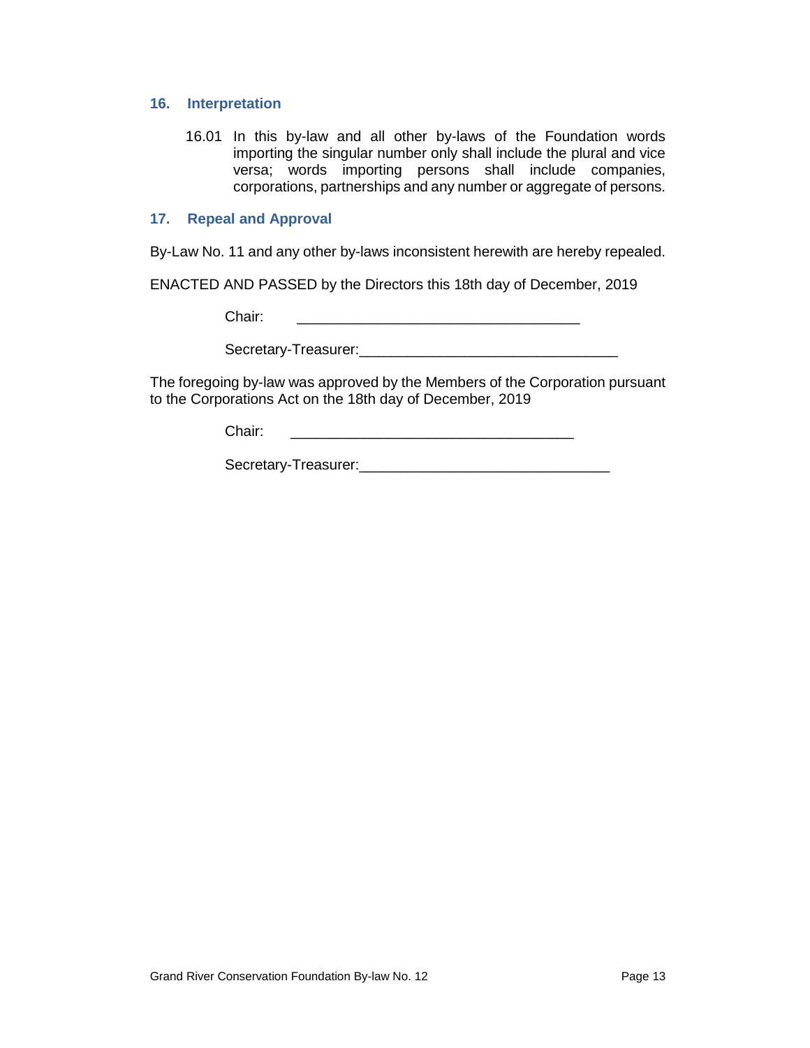## 16. Interpretation

16.01 In this by-law and all other by-laws of the Foundation words importing the singular number only shall include the plural and vice versa; words importing persons shall include companies, corporations, partnerships and any number or aggregate of persons.

## 17. Repeal and Approval

By-Law No. 11 and any other by-laws inconsistent herewith are hereby repealed.

ENACTED AND PASSED by the Directors this 18th day of December, 2019

Chair: ___________________________________

Secretary-Treasurer:________________________________

The foregoing by-law was approved by the Members of the Corporation pursuant to the Corporations Act on the 18th day of December, 2019

Chair: ___________________________________

Secretary-Treasurer:_______________________________